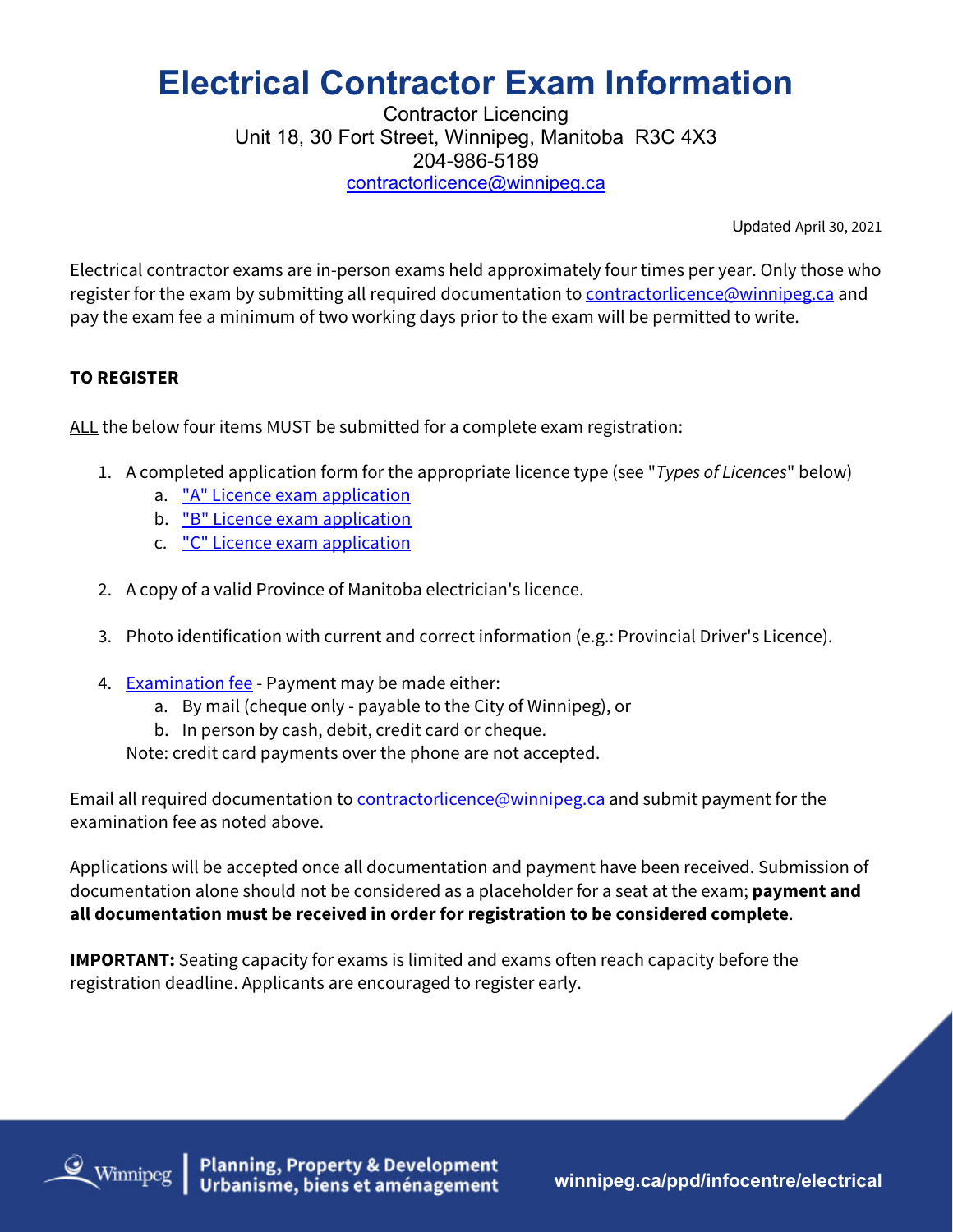# Electrical Contractor Exam Information

Contractor Licencing
Unit 18, 30 Fort Street, Winnipeg, Manitoba R3C 4X3
204-986-5189
contractorlicence@winnipeg.ca

Updated April 30, 2021

Electrical contractor exams are in-person exams held approximately four times per year. Only those who register for the exam by submitting all required documentation to contractorlicence@winnipeg.ca and pay the exam fee a minimum of two working days prior to the exam will be permitted to write.

**TO REGISTER**

ALL the below four items MUST be submitted for a complete exam registration:

1. A completed application form for the appropriate licence type (see "*Types of Licences*" below)
   a. "A" Licence exam application
   b. "B" Licence exam application
   c. "C" Licence exam application

2. A copy of a valid Province of Manitoba electrician's licence.

3. Photo identification with current and correct information (e.g.: Provincial Driver's Licence).

4. Examination fee - Payment may be made either:
   a. By mail (cheque only - payable to the City of Winnipeg), or
   b. In person by cash, debit, credit card or cheque.

   Note: credit card payments over the phone are not accepted.

Email all required documentation to contractorlicence@winnipeg.ca and submit payment for the examination fee as noted above.

Applications will be accepted once all documentation and payment have been received. Submission of documentation alone should not be considered as a placeholder for a seat at the exam; **payment and all documentation must be received in order for registration to be considered complete**.

**IMPORTANT:** Seating capacity for exams is limited and exams often reach capacity before the registration deadline. Applicants are encouraged to register early.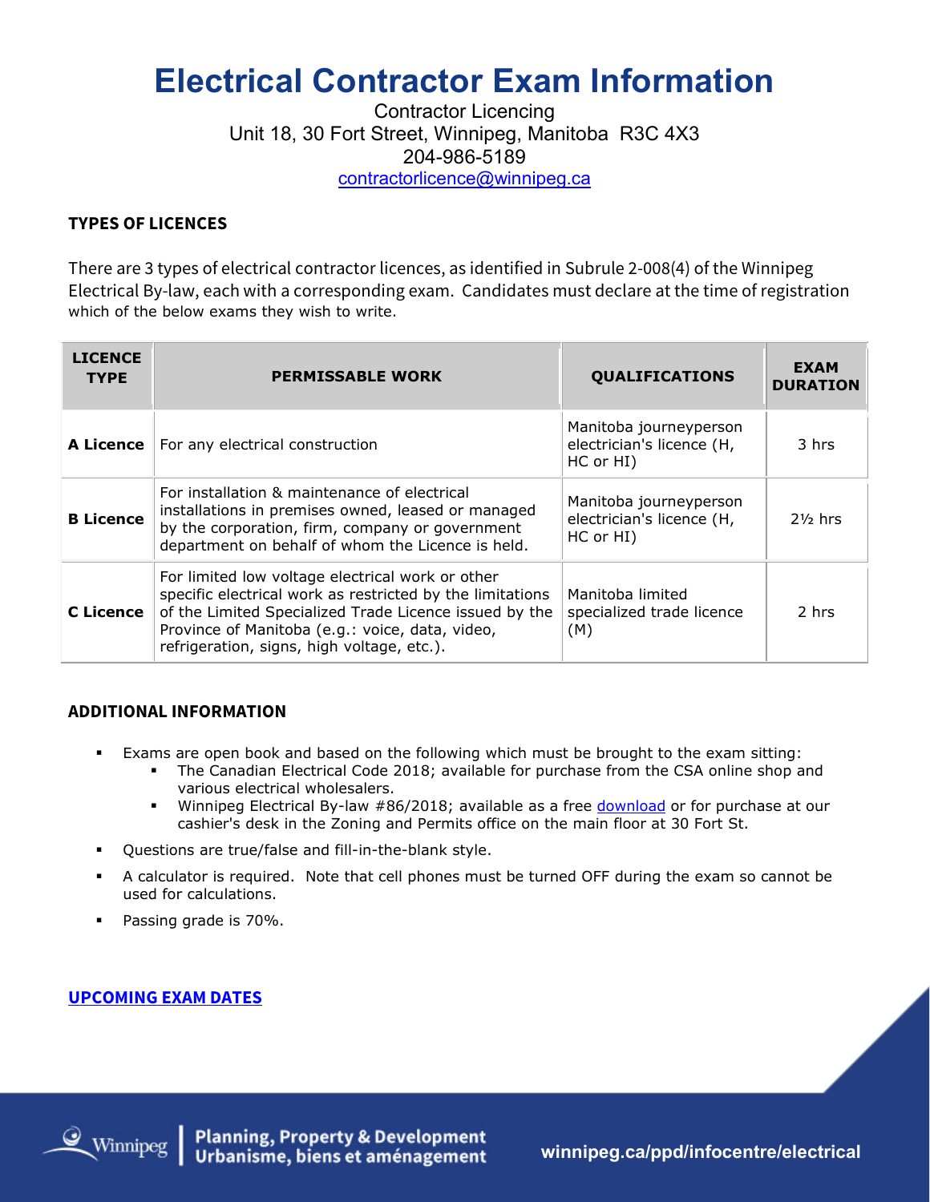# Electrical Contractor Exam Information

Contractor Licencing
Unit 18, 30 Fort Street, Winnipeg, Manitoba R3C 4X3
204-986-5189
contractorlicence@winnipeg.ca

### TYPES OF LICENCES

There are 3 types of electrical contractor licences, as identified in Subrule 2-008(4) of the Winnipeg Electrical By-law, each with a corresponding exam. Candidates must declare at the time of registration which of the below exams they wish to write.

| LICENCE TYPE | PERMISSABLE WORK | QUALIFICATIONS | EXAM DURATION |
|---|---|---|---|
| **A Licence** | For any electrical construction | Manitoba journeyperson electrician's licence (H, HC or HI) | 3 hrs |
| **B Licence** | For installation & maintenance of electrical installations in premises owned, leased or managed by the corporation, firm, company or government department on behalf of whom the Licence is held. | Manitoba journeyperson electrician's licence (H, HC or HI) | 2½ hrs |
| **C Licence** | For limited low voltage electrical work or other specific electrical work as restricted by the limitations of the Limited Specialized Trade Licence issued by the Province of Manitoba (e.g.: voice, data, video, refrigeration, signs, high voltage, etc.). | Manitoba limited specialized trade licence (M) | 2 hrs |

### ADDITIONAL INFORMATION

- Exams are open book and based on the following which must be brought to the exam sitting:
  - The Canadian Electrical Code 2018; available for purchase from the CSA online shop and various electrical wholesalers.
  - Winnipeg Electrical By-law #86/2018; available as a free download or for purchase at our cashier's desk in the Zoning and Permits office on the main floor at 30 Fort St.
- Questions are true/false and fill-in-the-blank style.
- A calculator is required. Note that cell phones must be turned OFF during the exam so cannot be used for calculations.
- Passing grade is 70%.

**UPCOMING EXAM DATES**